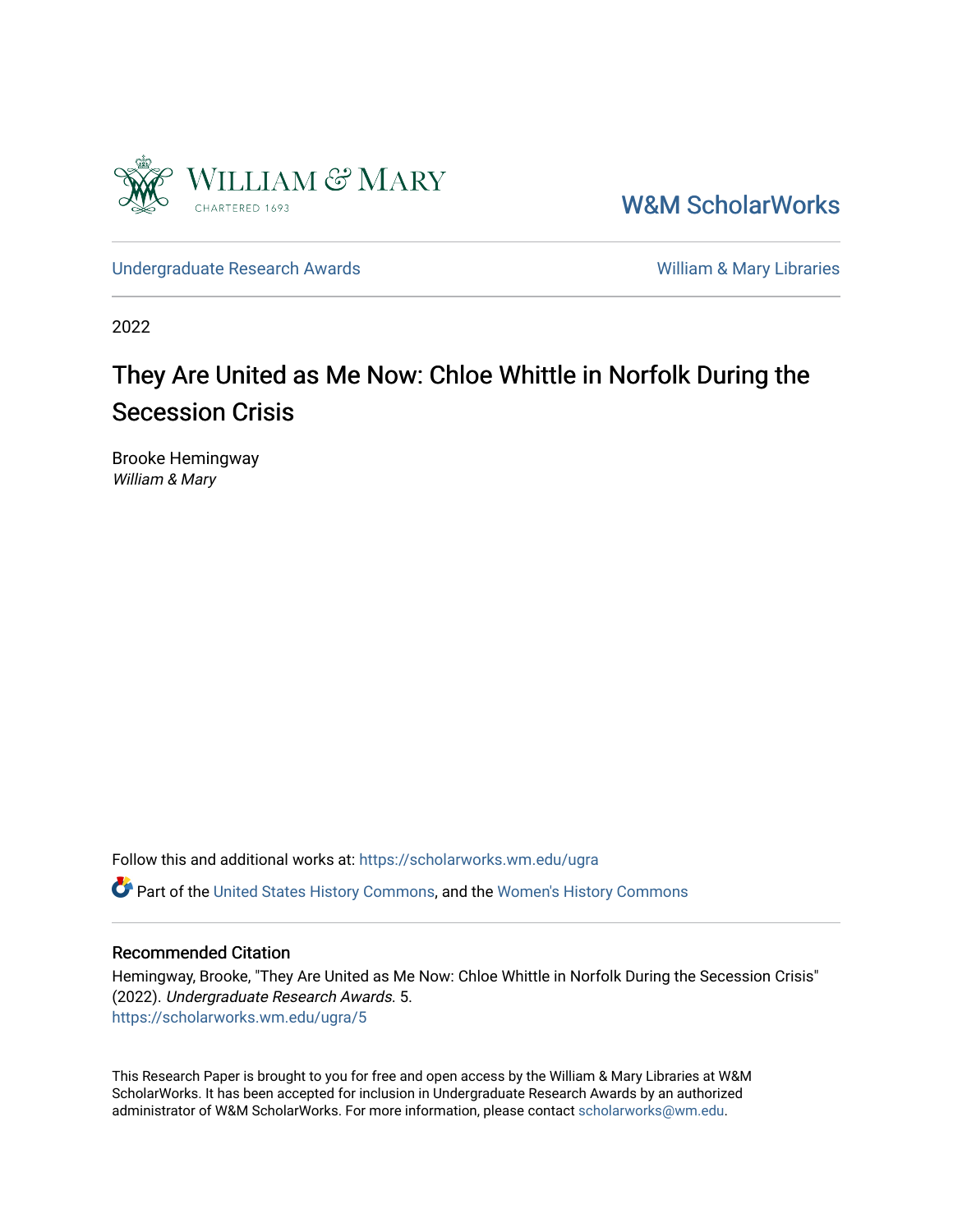William & Mary
CHARTERED 1693

W&M ScholarWorks

Undergraduate Research Awards

William & Mary Libraries

2022

# They Are United as Me Now: Chloe Whittle in Norfolk During the Secession Crisis

Brooke Hemingway
*William & Mary*

Follow this and additional works at: https://scholarworks.wm.edu/ugra

Part of the United States History Commons, and the Women's History Commons

## Recommended Citation

Hemingway, Brooke, "They Are United as Me Now: Chloe Whittle in Norfolk During the Secession Crisis" (2022). *Undergraduate Research Awards.* 5.
https://scholarworks.wm.edu/ugra/5

This Research Paper is brought to you for free and open access by the William & Mary Libraries at W&M ScholarWorks. It has been accepted for inclusion in Undergraduate Research Awards by an authorized administrator of W&M ScholarWorks. For more information, please contact scholarworks@wm.edu.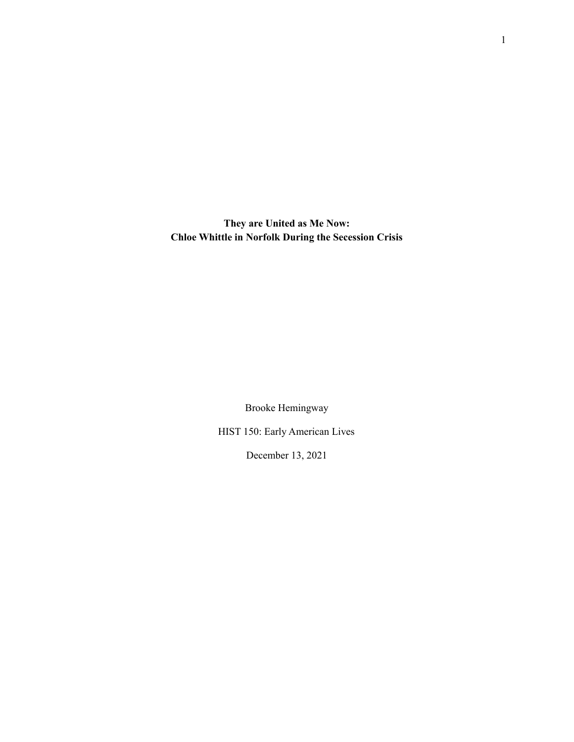**They are United as Me Now:**
**Chloe Whittle in Norfolk During the Secession Crisis**

Brooke Hemingway

HIST 150: Early American Lives

December 13, 2021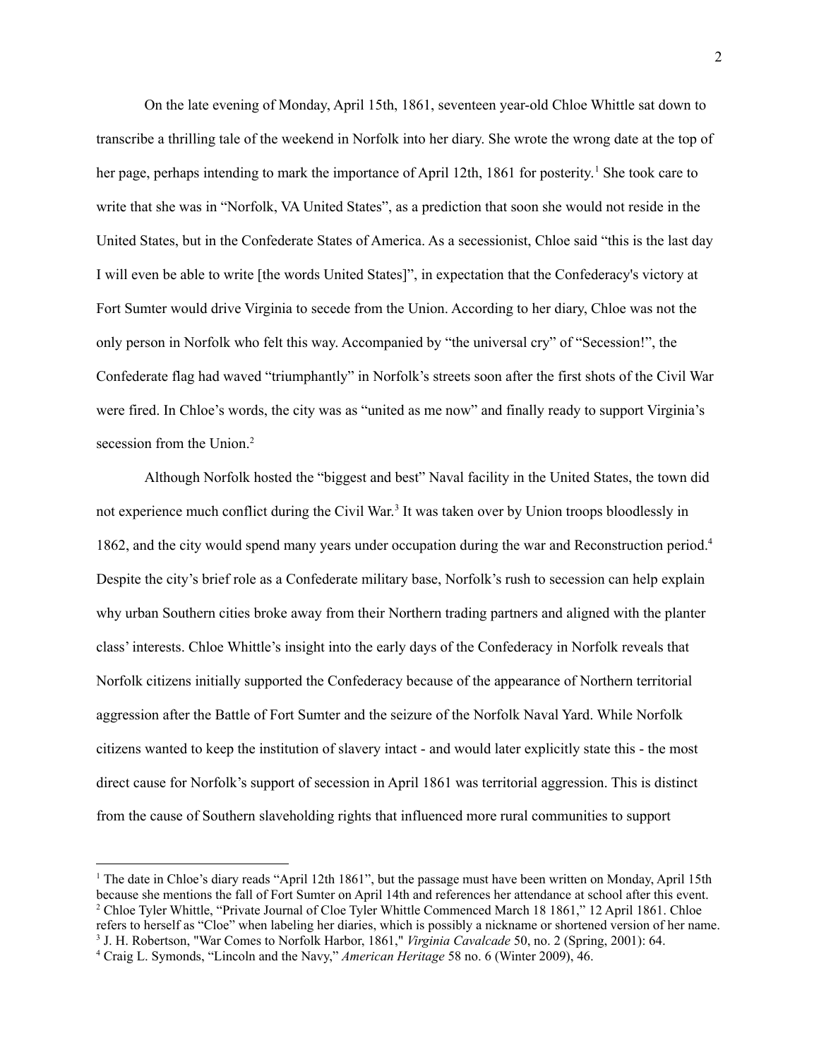On the late evening of Monday, April 15th, 1861, seventeen year-old Chloe Whittle sat down to transcribe a thrilling tale of the weekend in Norfolk into her diary. She wrote the wrong date at the top of her page, perhaps intending to mark the importance of April 12th, 1861 for posterity.[1] She took care to write that she was in "Norfolk, VA United States", as a prediction that soon she would not reside in the United States, but in the Confederate States of America. As a secessionist, Chloe said "this is the last day I will even be able to write [the words United States]", in expectation that the Confederacy's victory at Fort Sumter would drive Virginia to secede from the Union. According to her diary, Chloe was not the only person in Norfolk who felt this way. Accompanied by "the universal cry" of "Secession!", the Confederate flag had waved "triumphantly" in Norfolk's streets soon after the first shots of the Civil War were fired. In Chloe's words, the city was as "united as me now" and finally ready to support Virginia's secession from the Union.[2]

Although Norfolk hosted the "biggest and best" Naval facility in the United States, the town did not experience much conflict during the Civil War.[3] It was taken over by Union troops bloodlessly in 1862, and the city would spend many years under occupation during the war and Reconstruction period.[4] Despite the city's brief role as a Confederate military base, Norfolk's rush to secession can help explain why urban Southern cities broke away from their Northern trading partners and aligned with the planter class' interests. Chloe Whittle's insight into the early days of the Confederacy in Norfolk reveals that Norfolk citizens initially supported the Confederacy because of the appearance of Northern territorial aggression after the Battle of Fort Sumter and the seizure of the Norfolk Naval Yard. While Norfolk citizens wanted to keep the institution of slavery intact - and would later explicitly state this - the most direct cause for Norfolk's support of secession in April 1861 was territorial aggression. This is distinct from the cause of Southern slaveholding rights that influenced more rural communities to support

---

[1] The date in Chloe's diary reads "April 12th 1861", but the passage must have been written on Monday, April 15th because she mentions the fall of Fort Sumter on April 14th and references her attendance at school after this event.

[2] Chloe Tyler Whittle, "Private Journal of Cloe Tyler Whittle Commenced March 18 1861," 12 April 1861. Chloe refers to herself as "Cloe" when labeling her diaries, which is possibly a nickname or shortened version of her name.

[3] J. H. Robertson, "War Comes to Norfolk Harbor, 1861," *Virginia Cavalcade* 50, no. 2 (Spring, 2001): 64.

[4] Craig L. Symonds, "Lincoln and the Navy," *American Heritage* 58 no. 6 (Winter 2009), 46.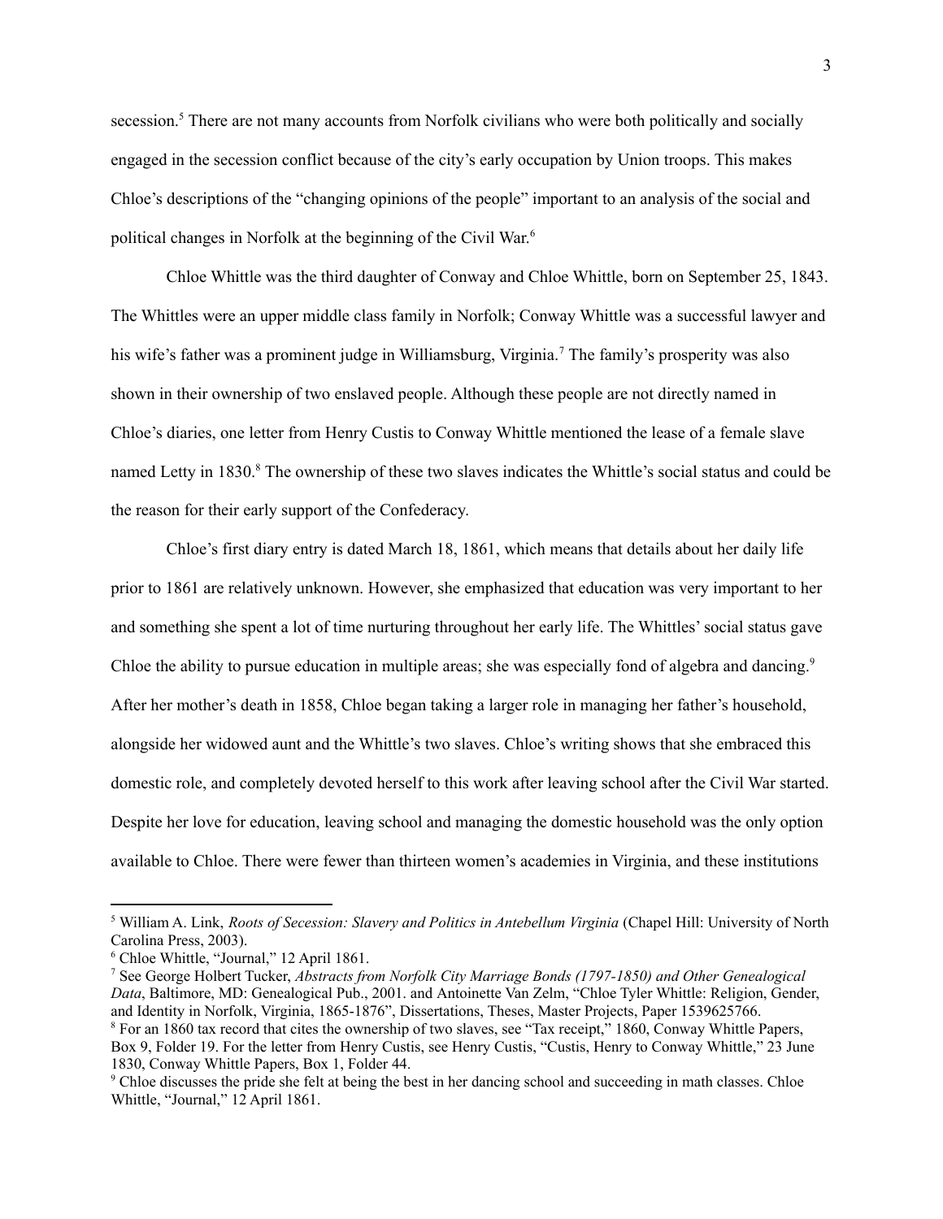secession.[5] There are not many accounts from Norfolk civilians who were both politically and socially engaged in the secession conflict because of the city's early occupation by Union troops. This makes Chloe's descriptions of the "changing opinions of the people" important to an analysis of the social and political changes in Norfolk at the beginning of the Civil War.[6]

Chloe Whittle was the third daughter of Conway and Chloe Whittle, born on September 25, 1843. The Whittles were an upper middle class family in Norfolk; Conway Whittle was a successful lawyer and his wife's father was a prominent judge in Williamsburg, Virginia.[7] The family's prosperity was also shown in their ownership of two enslaved people. Although these people are not directly named in Chloe's diaries, one letter from Henry Custis to Conway Whittle mentioned the lease of a female slave named Letty in 1830.[8] The ownership of these two slaves indicates the Whittle's social status and could be the reason for their early support of the Confederacy.

Chloe's first diary entry is dated March 18, 1861, which means that details about her daily life prior to 1861 are relatively unknown. However, she emphasized that education was very important to her and something she spent a lot of time nurturing throughout her early life. The Whittles' social status gave Chloe the ability to pursue education in multiple areas; she was especially fond of algebra and dancing.[9] After her mother's death in 1858, Chloe began taking a larger role in managing her father's household, alongside her widowed aunt and the Whittle's two slaves. Chloe's writing shows that she embraced this domestic role, and completely devoted herself to this work after leaving school after the Civil War started. Despite her love for education, leaving school and managing the domestic household was the only option available to Chloe. There were fewer than thirteen women's academies in Virginia, and these institutions

---

[5] William A. Link, *Roots of Secession: Slavery and Politics in Antebellum Virginia* (Chapel Hill: University of North Carolina Press, 2003).

[6] Chloe Whittle, "Journal," 12 April 1861.

[7] See George Holbert Tucker, *Abstracts from Norfolk City Marriage Bonds (1797-1850) and Other Genealogical Data*, Baltimore, MD: Genealogical Pub., 2001. and Antoinette Van Zelm, "Chloe Tyler Whittle: Religion, Gender, and Identity in Norfolk, Virginia, 1865-1876", Dissertations, Theses, Master Projects, Paper 1539625766.

[8] For an 1860 tax record that cites the ownership of two slaves, see "Tax receipt," 1860, Conway Whittle Papers, Box 9, Folder 19. For the letter from Henry Custis, see Henry Custis, "Custis, Henry to Conway Whittle," 23 June 1830, Conway Whittle Papers, Box 1, Folder 44.

[9] Chloe discusses the pride she felt at being the best in her dancing school and succeeding in math classes. Chloe Whittle, "Journal," 12 April 1861.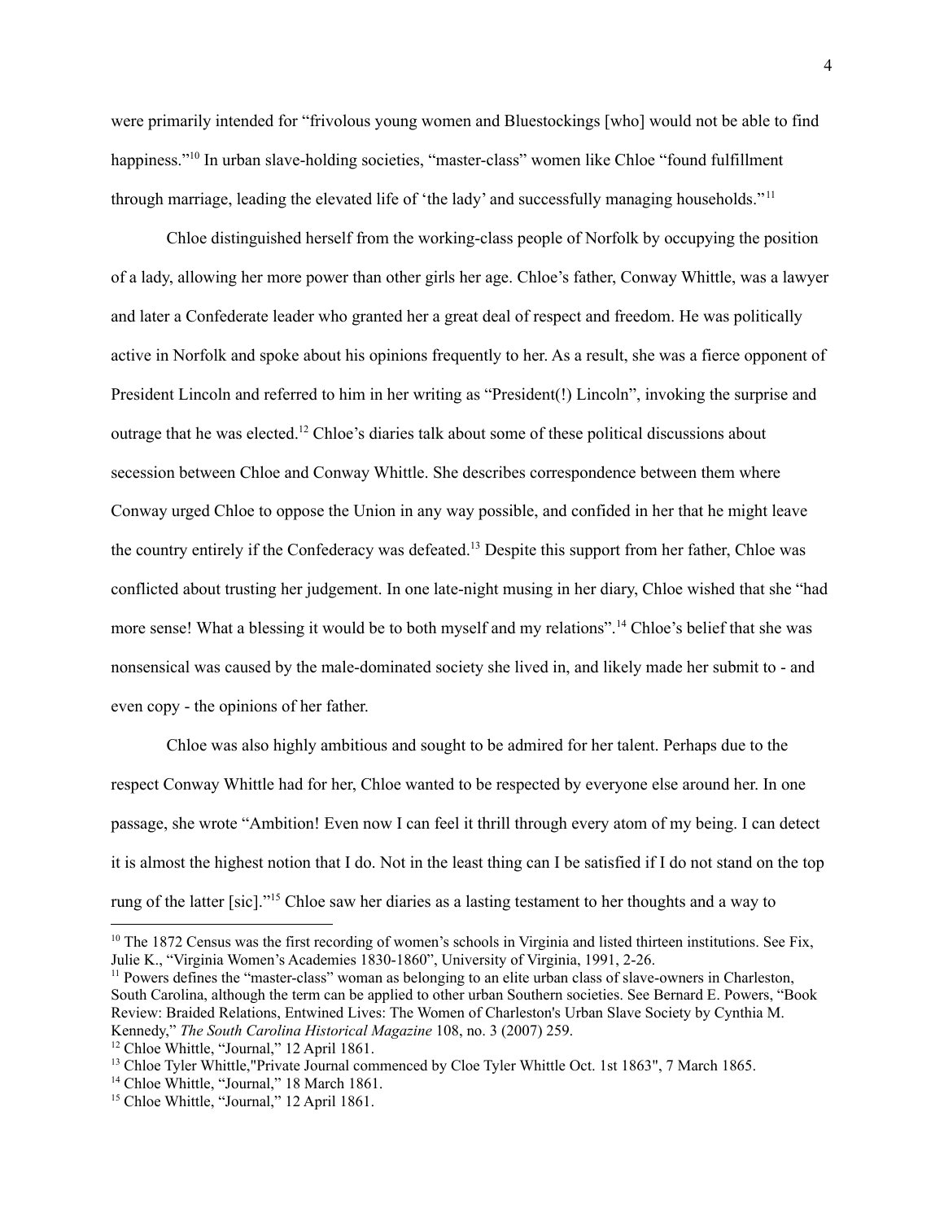were primarily intended for "frivolous young women and Bluestockings [who] would not be able to find happiness."[10] In urban slave-holding societies, "master-class" women like Chloe "found fulfillment through marriage, leading the elevated life of 'the lady' and successfully managing households."[11]

Chloe distinguished herself from the working-class people of Norfolk by occupying the position of a lady, allowing her more power than other girls her age. Chloe's father, Conway Whittle, was a lawyer and later a Confederate leader who granted her a great deal of respect and freedom. He was politically active in Norfolk and spoke about his opinions frequently to her. As a result, she was a fierce opponent of President Lincoln and referred to him in her writing as "President(!) Lincoln", invoking the surprise and outrage that he was elected.[12] Chloe's diaries talk about some of these political discussions about secession between Chloe and Conway Whittle. She describes correspondence between them where Conway urged Chloe to oppose the Union in any way possible, and confided in her that he might leave the country entirely if the Confederacy was defeated.[13] Despite this support from her father, Chloe was conflicted about trusting her judgement. In one late-night musing in her diary, Chloe wished that she "had more sense! What a blessing it would be to both myself and my relations".[14] Chloe's belief that she was nonsensical was caused by the male-dominated society she lived in, and likely made her submit to - and even copy - the opinions of her father.

Chloe was also highly ambitious and sought to be admired for her talent. Perhaps due to the respect Conway Whittle had for her, Chloe wanted to be respected by everyone else around her. In one passage, she wrote "Ambition! Even now I can feel it thrill through every atom of my being. I can detect it is almost the highest notion that I do. Not in the least thing can I be satisfied if I do not stand on the top rung of the latter [sic]."[15] Chloe saw her diaries as a lasting testament to her thoughts and a way to

---

[10] The 1872 Census was the first recording of women's schools in Virginia and listed thirteen institutions. See Fix, Julie K., "Virginia Women's Academies 1830-1860", University of Virginia, 1991, 2-26.

[11] Powers defines the "master-class" woman as belonging to an elite urban class of slave-owners in Charleston, South Carolina, although the term can be applied to other urban Southern societies. See Bernard E. Powers, "Book Review: Braided Relations, Entwined Lives: The Women of Charleston's Urban Slave Society by Cynthia M. Kennedy," *The South Carolina Historical Magazine* 108, no. 3 (2007) 259.

[12] Chloe Whittle, "Journal," 12 April 1861.

[13] Chloe Tyler Whittle,"Private Journal commenced by Cloe Tyler Whittle Oct. 1st 1863", 7 March 1865.

[14] Chloe Whittle, "Journal," 18 March 1861.

[15] Chloe Whittle, "Journal," 12 April 1861.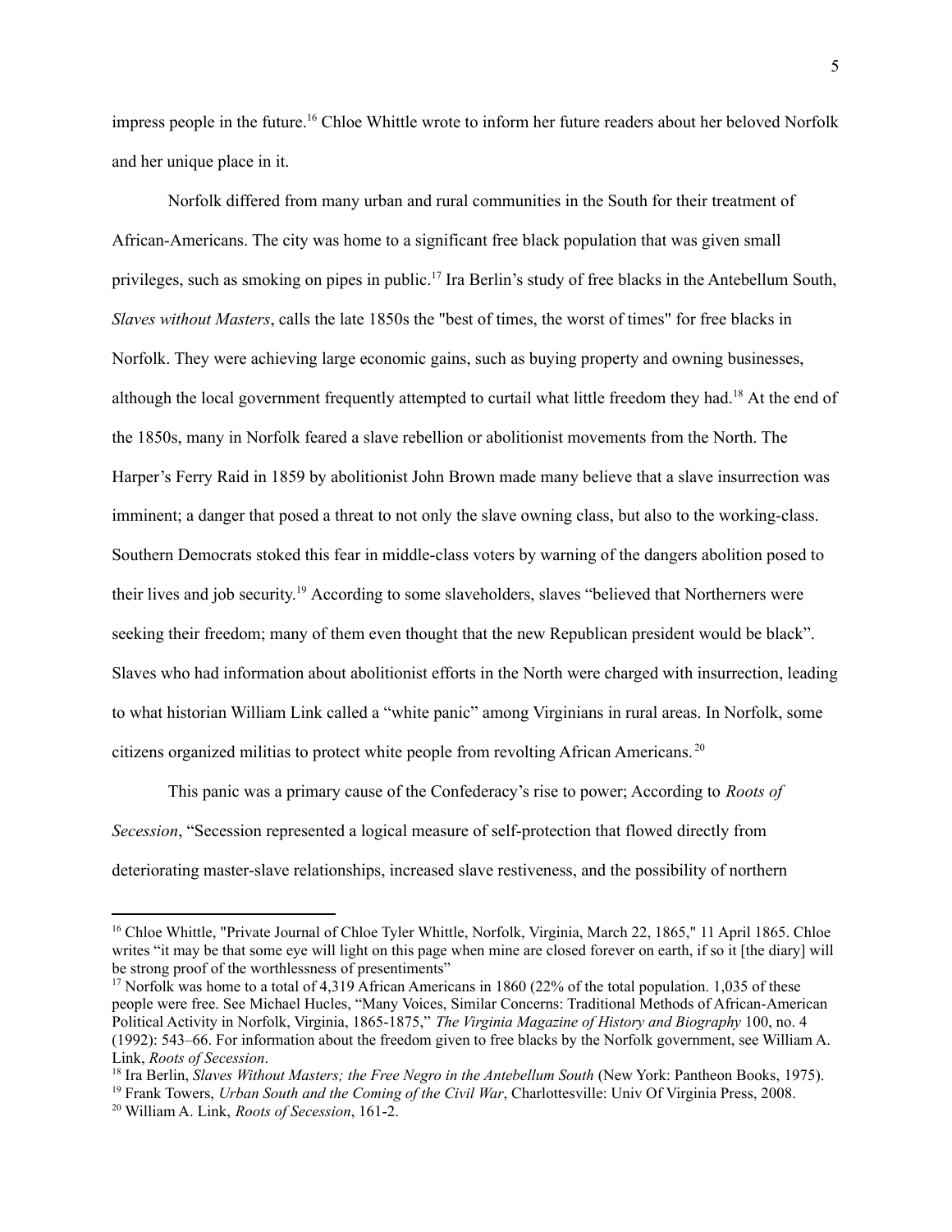impress people in the future.[16] Chloe Whittle wrote to inform her future readers about her beloved Norfolk and her unique place in it.

Norfolk differed from many urban and rural communities in the South for their treatment of African-Americans. The city was home to a significant free black population that was given small privileges, such as smoking on pipes in public.[17] Ira Berlin's study of free blacks in the Antebellum South, *Slaves without Masters*, calls the late 1850s the "best of times, the worst of times" for free blacks in Norfolk. They were achieving large economic gains, such as buying property and owning businesses, although the local government frequently attempted to curtail what little freedom they had.[18] At the end of the 1850s, many in Norfolk feared a slave rebellion or abolitionist movements from the North. The Harper's Ferry Raid in 1859 by abolitionist John Brown made many believe that a slave insurrection was imminent; a danger that posed a threat to not only the slave owning class, but also to the working-class. Southern Democrats stoked this fear in middle-class voters by warning of the dangers abolition posed to their lives and job security.[19] According to some slaveholders, slaves "believed that Northerners were seeking their freedom; many of them even thought that the new Republican president would be black". Slaves who had information about abolitionist efforts in the North were charged with insurrection, leading to what historian William Link called a "white panic" among Virginians in rural areas. In Norfolk, some citizens organized militias to protect white people from revolting African Americans.[20]

This panic was a primary cause of the Confederacy's rise to power; According to *Roots of Secession*, "Secession represented a logical measure of self-protection that flowed directly from deteriorating master-slave relationships, increased slave restiveness, and the possibility of northern

---

[16] Chloe Whittle, "Private Journal of Chloe Tyler Whittle, Norfolk, Virginia, March 22, 1865," 11 April 1865. Chloe writes "it may be that some eye will light on this page when mine are closed forever on earth, if so it [the diary] will be strong proof of the worthlessness of presentiments"

[17] Norfolk was home to a total of 4,319 African Americans in 1860 (22% of the total population. 1,035 of these people were free. See Michael Hucles, "Many Voices, Similar Concerns: Traditional Methods of African-American Political Activity in Norfolk, Virginia, 1865-1875," *The Virginia Magazine of History and Biography* 100, no. 4 (1992): 543–66. For information about the freedom given to free blacks by the Norfolk government, see William A. Link, *Roots of Secession*.

[18] Ira Berlin, *Slaves Without Masters; the Free Negro in the Antebellum South* (New York: Pantheon Books, 1975).

[19] Frank Towers, *Urban South and the Coming of the Civil War*, Charlottesville: Univ Of Virginia Press, 2008.

[20] William A. Link, *Roots of Secession*, 161-2.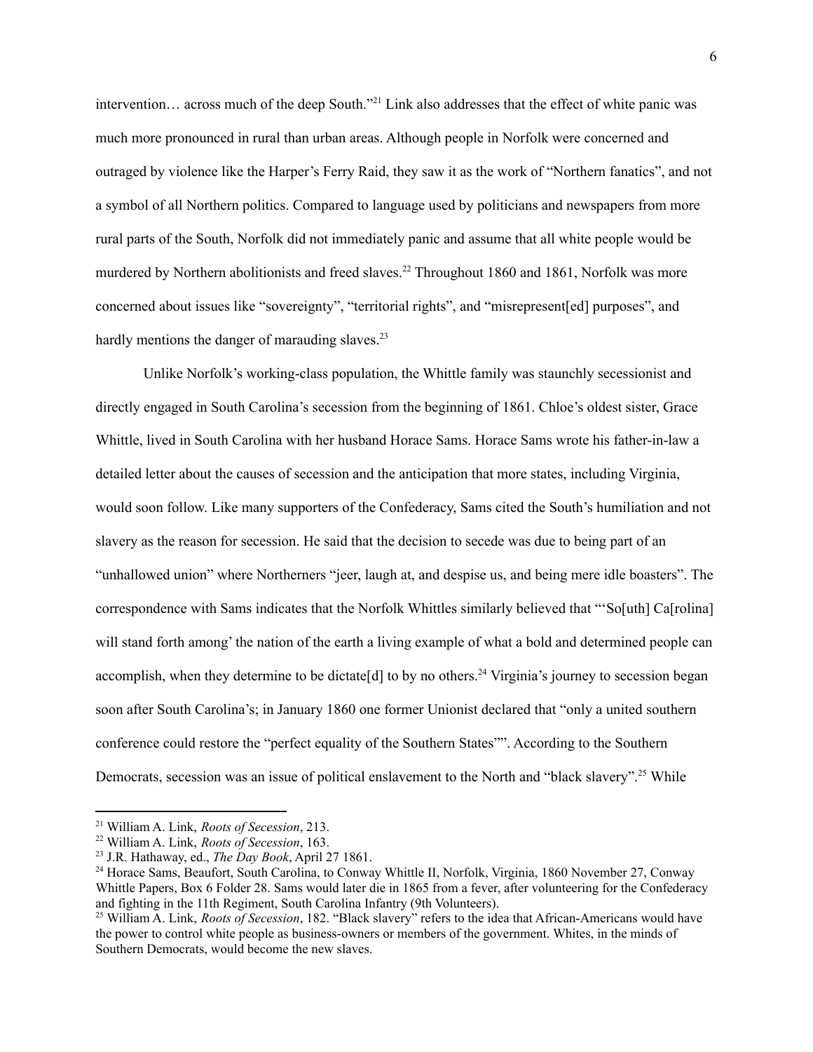intervention… across much of the deep South."[21] Link also addresses that the effect of white panic was much more pronounced in rural than urban areas. Although people in Norfolk were concerned and outraged by violence like the Harper's Ferry Raid, they saw it as the work of "Northern fanatics", and not a symbol of all Northern politics. Compared to language used by politicians and newspapers from more rural parts of the South, Norfolk did not immediately panic and assume that all white people would be murdered by Northern abolitionists and freed slaves.[22] Throughout 1860 and 1861, Norfolk was more concerned about issues like "sovereignty", "territorial rights", and "misrepresent[ed] purposes", and hardly mentions the danger of marauding slaves.[23]

Unlike Norfolk's working-class population, the Whittle family was staunchly secessionist and directly engaged in South Carolina's secession from the beginning of 1861. Chloe's oldest sister, Grace Whittle, lived in South Carolina with her husband Horace Sams. Horace Sams wrote his father-in-law a detailed letter about the causes of secession and the anticipation that more states, including Virginia, would soon follow. Like many supporters of the Confederacy, Sams cited the South's humiliation and not slavery as the reason for secession. He said that the decision to secede was due to being part of an "unhallowed union" where Northerners "jeer, laugh at, and despise us, and being mere idle boasters". The correspondence with Sams indicates that the Norfolk Whittles similarly believed that "'So[uth] Ca[rolina] will stand forth among' the nation of the earth a living example of what a bold and determined people can accomplish, when they determine to be dictate[d] to by no others.[24] Virginia's journey to secession began soon after South Carolina's; in January 1860 one former Unionist declared that "only a united southern conference could restore the "perfect equality of the Southern States"". According to the Southern Democrats, secession was an issue of political enslavement to the North and "black slavery".[25] While

---

[21] William A. Link, *Roots of Secession*, 213.

[22] William A. Link, *Roots of Secession*, 163.

[23] J.R. Hathaway, ed., *The Day Book*, April 27 1861.

[24] Horace Sams, Beaufort, South Carolina, to Conway Whittle II, Norfolk, Virginia, 1860 November 27, Conway Whittle Papers, Box 6 Folder 28. Sams would later die in 1865 from a fever, after volunteering for the Confederacy and fighting in the 11th Regiment, South Carolina Infantry (9th Volunteers).

[25] William A. Link, *Roots of Secession*, 182. "Black slavery" refers to the idea that African-Americans would have the power to control white people as business-owners or members of the government. Whites, in the minds of Southern Democrats, would become the new slaves.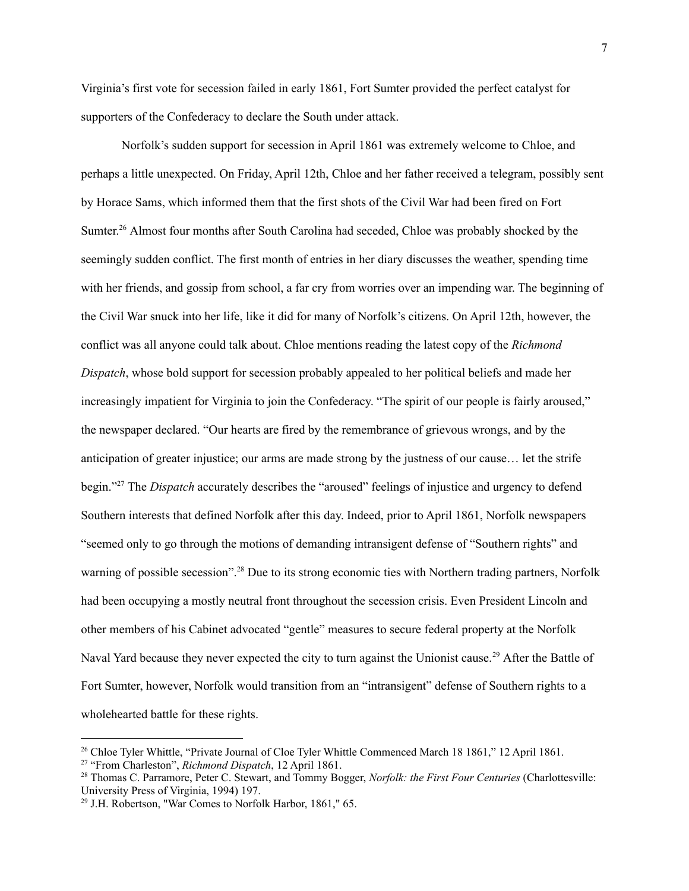Virginia's first vote for secession failed in early 1861, Fort Sumter provided the perfect catalyst for supporters of the Confederacy to declare the South under attack.

Norfolk's sudden support for secession in April 1861 was extremely welcome to Chloe, and perhaps a little unexpected. On Friday, April 12th, Chloe and her father received a telegram, possibly sent by Horace Sams, which informed them that the first shots of the Civil War had been fired on Fort Sumter.[26] Almost four months after South Carolina had seceded, Chloe was probably shocked by the seemingly sudden conflict. The first month of entries in her diary discusses the weather, spending time with her friends, and gossip from school, a far cry from worries over an impending war. The beginning of the Civil War snuck into her life, like it did for many of Norfolk's citizens. On April 12th, however, the conflict was all anyone could talk about. Chloe mentions reading the latest copy of the *Richmond Dispatch*, whose bold support for secession probably appealed to her political beliefs and made her increasingly impatient for Virginia to join the Confederacy. "The spirit of our people is fairly aroused," the newspaper declared. "Our hearts are fired by the remembrance of grievous wrongs, and by the anticipation of greater injustice; our arms are made strong by the justness of our cause… let the strife begin."[27] The *Dispatch* accurately describes the "aroused" feelings of injustice and urgency to defend Southern interests that defined Norfolk after this day. Indeed, prior to April 1861, Norfolk newspapers "seemed only to go through the motions of demanding intransigent defense of "Southern rights" and warning of possible secession".[28] Due to its strong economic ties with Northern trading partners, Norfolk had been occupying a mostly neutral front throughout the secession crisis. Even President Lincoln and other members of his Cabinet advocated "gentle" measures to secure federal property at the Norfolk Naval Yard because they never expected the city to turn against the Unionist cause.[29] After the Battle of Fort Sumter, however, Norfolk would transition from an "intransigent" defense of Southern rights to a wholehearted battle for these rights.

---

[26] Chloe Tyler Whittle, "Private Journal of Cloe Tyler Whittle Commenced March 18 1861," 12 April 1861.

[27] "From Charleston", *Richmond Dispatch*, 12 April 1861.

[28] Thomas C. Parramore, Peter C. Stewart, and Tommy Bogger, *Norfolk: the First Four Centuries* (Charlottesville: University Press of Virginia, 1994) 197.

[29] J.H. Robertson, "War Comes to Norfolk Harbor, 1861," 65.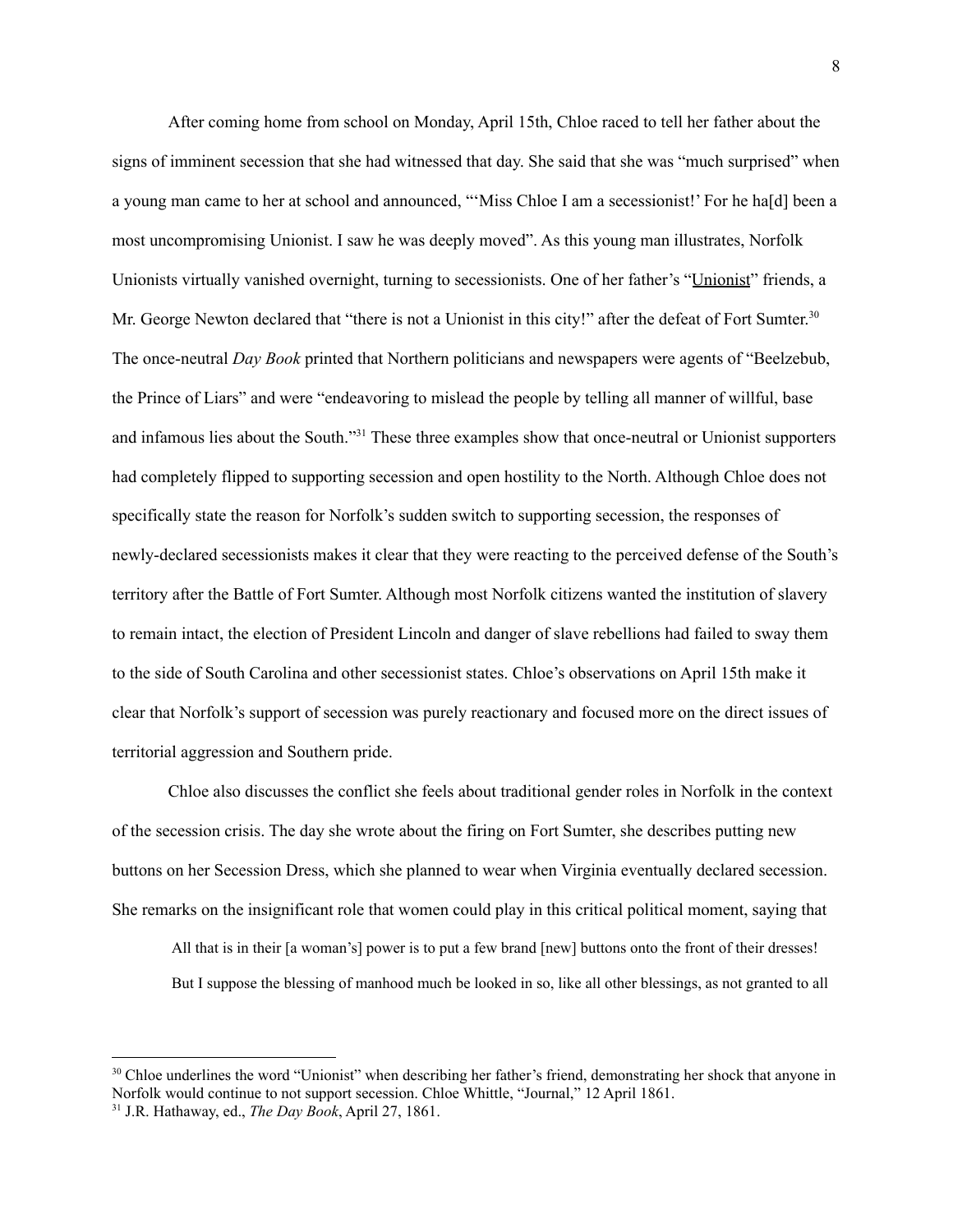After coming home from school on Monday, April 15th, Chloe raced to tell her father about the signs of imminent secession that she had witnessed that day. She said that she was "much surprised" when a young man came to her at school and announced, "'Miss Chloe I am a secessionist!' For he ha[d] been a most uncompromising Unionist. I saw he was deeply moved". As this young man illustrates, Norfolk Unionists virtually vanished overnight, turning to secessionists. One of her father's "<u>Unionist</u>" friends, a Mr. George Newton declared that "there is not a Unionist in this city!" after the defeat of Fort Sumter.[30] The once-neutral *Day Book* printed that Northern politicians and newspapers were agents of "Beelzebub, the Prince of Liars" and were "endeavoring to mislead the people by telling all manner of willful, base and infamous lies about the South."[31] These three examples show that once-neutral or Unionist supporters had completely flipped to supporting secession and open hostility to the North. Although Chloe does not specifically state the reason for Norfolk's sudden switch to supporting secession, the responses of newly-declared secessionists makes it clear that they were reacting to the perceived defense of the South's territory after the Battle of Fort Sumter. Although most Norfolk citizens wanted the institution of slavery to remain intact, the election of President Lincoln and danger of slave rebellions had failed to sway them to the side of South Carolina and other secessionist states. Chloe's observations on April 15th make it clear that Norfolk's support of secession was purely reactionary and focused more on the direct issues of territorial aggression and Southern pride.

Chloe also discusses the conflict she feels about traditional gender roles in Norfolk in the context of the secession crisis. The day she wrote about the firing on Fort Sumter, she describes putting new buttons on her Secession Dress, which she planned to wear when Virginia eventually declared secession. She remarks on the insignificant role that women could play in this critical political moment, saying that

> All that is in their [a woman's] power is to put a few brand [new] buttons onto the front of their dresses! But I suppose the blessing of manhood much be looked in so, like all other blessings, as not granted to all

---

[30] Chloe underlines the word "Unionist" when describing her father's friend, demonstrating her shock that anyone in Norfolk would continue to not support secession. Chloe Whittle, "Journal," 12 April 1861.

[31] J.R. Hathaway, ed., *The Day Book*, April 27, 1861.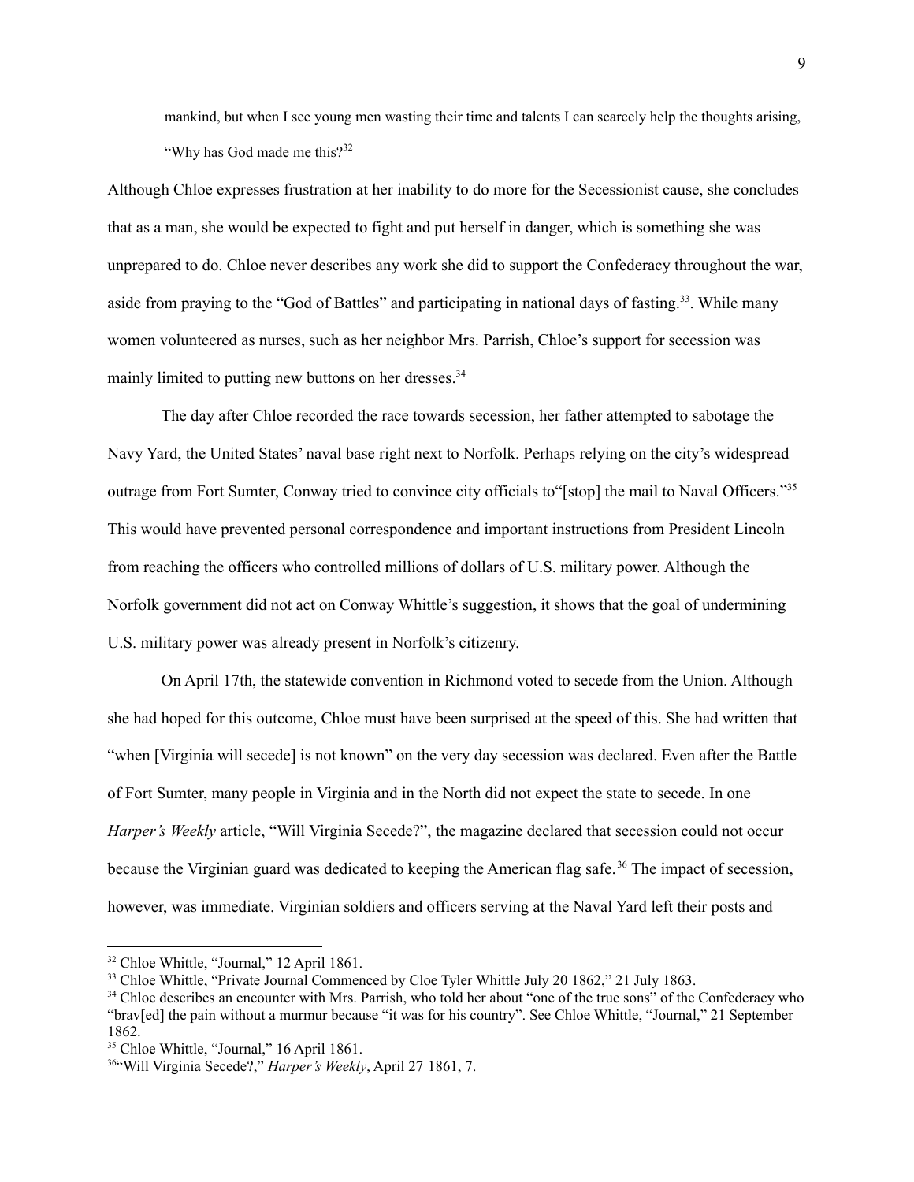> mankind, but when I see young men wasting their time and talents I can scarcely help the thoughts arising, "Why has God made me this?[32]

Although Chloe expresses frustration at her inability to do more for the Secessionist cause, she concludes that as a man, she would be expected to fight and put herself in danger, which is something she was unprepared to do. Chloe never describes any work she did to support the Confederacy throughout the war, aside from praying to the "God of Battles" and participating in national days of fasting.[33]. While many women volunteered as nurses, such as her neighbor Mrs. Parrish, Chloe's support for secession was mainly limited to putting new buttons on her dresses.[34]

The day after Chloe recorded the race towards secession, her father attempted to sabotage the Navy Yard, the United States' naval base right next to Norfolk. Perhaps relying on the city's widespread outrage from Fort Sumter, Conway tried to convince city officials to"[stop] the mail to Naval Officers."[35] This would have prevented personal correspondence and important instructions from President Lincoln from reaching the officers who controlled millions of dollars of U.S. military power. Although the Norfolk government did not act on Conway Whittle's suggestion, it shows that the goal of undermining U.S. military power was already present in Norfolk's citizenry.

On April 17th, the statewide convention in Richmond voted to secede from the Union. Although she had hoped for this outcome, Chloe must have been surprised at the speed of this. She had written that "when [Virginia will secede] is not known" on the very day secession was declared. Even after the Battle of Fort Sumter, many people in Virginia and in the North did not expect the state to secede. In one *Harper's Weekly* article, "Will Virginia Secede?", the magazine declared that secession could not occur because the Virginian guard was dedicated to keeping the American flag safe.[36] The impact of secession, however, was immediate. Virginian soldiers and officers serving at the Naval Yard left their posts and

---

[32] Chloe Whittle, "Journal," 12 April 1861.

[33] Chloe Whittle, "Private Journal Commenced by Cloe Tyler Whittle July 20 1862," 21 July 1863.

[34] Chloe describes an encounter with Mrs. Parrish, who told her about "one of the true sons" of the Confederacy who "brav[ed] the pain without a murmur because "it was for his country". See Chloe Whittle, "Journal," 21 September 1862.

[35] Chloe Whittle, "Journal," 16 April 1861.

[36] "Will Virginia Secede?," *Harper's Weekly*, April 27 1861, 7.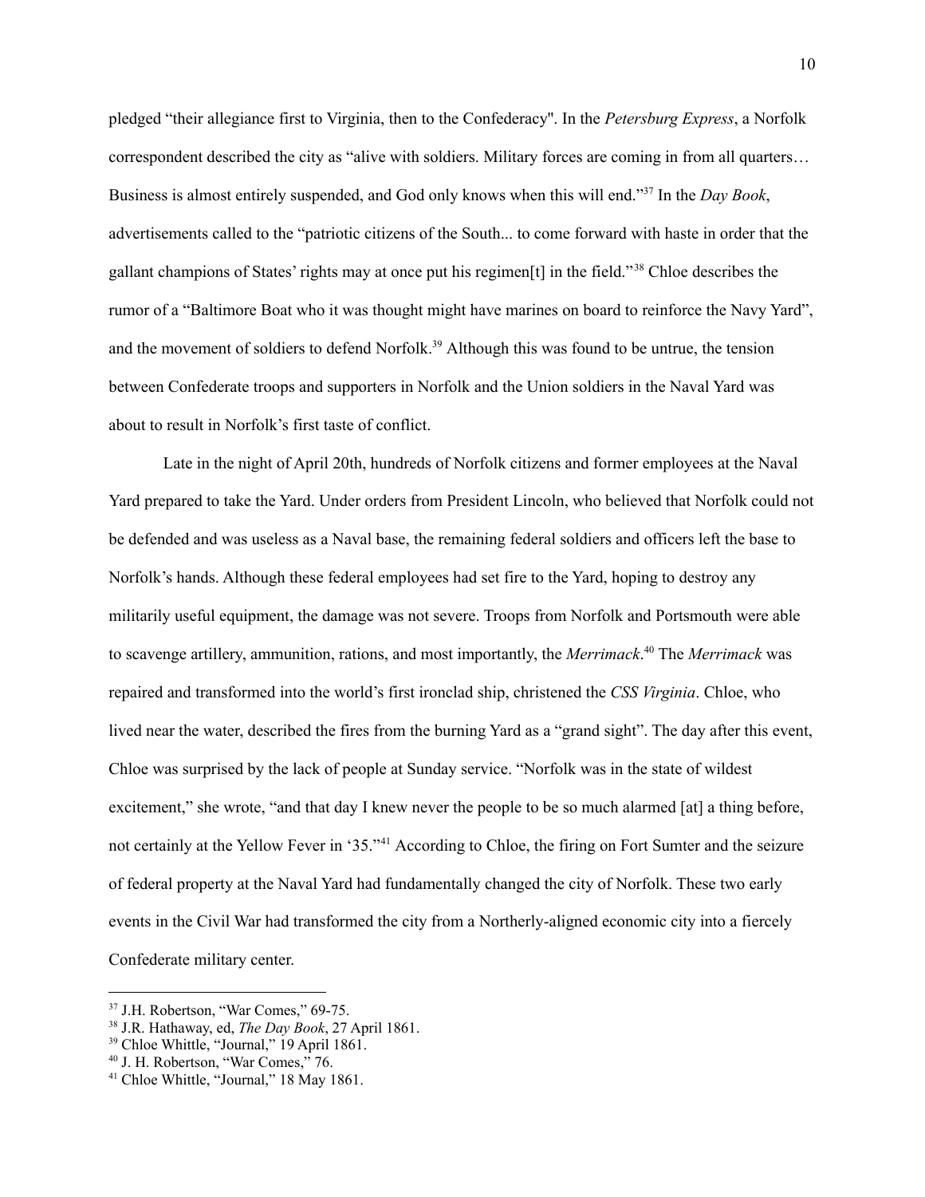pledged "their allegiance first to Virginia, then to the Confederacy". In the *Petersburg Express*, a Norfolk correspondent described the city as "alive with soldiers. Military forces are coming in from all quarters… Business is almost entirely suspended, and God only knows when this will end."[37] In the *Day Book*, advertisements called to the "patriotic citizens of the South... to come forward with haste in order that the gallant champions of States' rights may at once put his regimen[t] in the field."[38] Chloe describes the rumor of a "Baltimore Boat who it was thought might have marines on board to reinforce the Navy Yard", and the movement of soldiers to defend Norfolk.[39] Although this was found to be untrue, the tension between Confederate troops and supporters in Norfolk and the Union soldiers in the Naval Yard was about to result in Norfolk's first taste of conflict.

Late in the night of April 20th, hundreds of Norfolk citizens and former employees at the Naval Yard prepared to take the Yard. Under orders from President Lincoln, who believed that Norfolk could not be defended and was useless as a Naval base, the remaining federal soldiers and officers left the base to Norfolk's hands. Although these federal employees had set fire to the Yard, hoping to destroy any militarily useful equipment, the damage was not severe. Troops from Norfolk and Portsmouth were able to scavenge artillery, ammunition, rations, and most importantly, the *Merrimack*.[40] The *Merrimack* was repaired and transformed into the world's first ironclad ship, christened the *CSS Virginia*. Chloe, who lived near the water, described the fires from the burning Yard as a "grand sight". The day after this event, Chloe was surprised by the lack of people at Sunday service. "Norfolk was in the state of wildest excitement," she wrote, "and that day I knew never the people to be so much alarmed [at] a thing before, not certainly at the Yellow Fever in '35."[41] According to Chloe, the firing on Fort Sumter and the seizure of federal property at the Naval Yard had fundamentally changed the city of Norfolk. These two early events in the Civil War had transformed the city from a Northerly-aligned economic city into a fiercely Confederate military center.

---

[37] J.H. Robertson, "War Comes," 69-75.

[38] J.R. Hathaway, ed, *The Day Book*, 27 April 1861.

[39] Chloe Whittle, "Journal," 19 April 1861.

[40] J. H. Robertson, "War Comes," 76.

[41] Chloe Whittle, "Journal," 18 May 1861.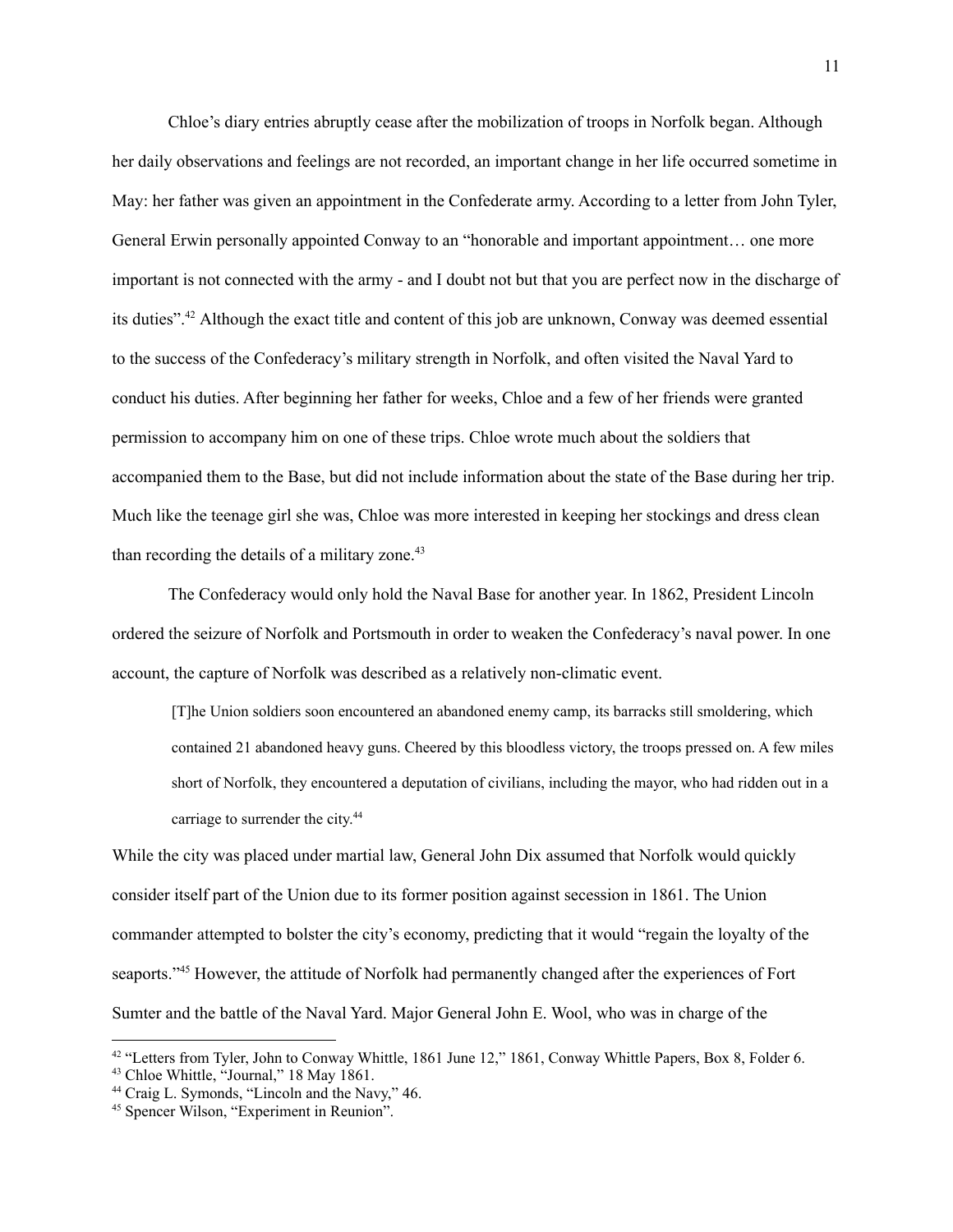Chloe's diary entries abruptly cease after the mobilization of troops in Norfolk began. Although her daily observations and feelings are not recorded, an important change in her life occurred sometime in May: her father was given an appointment in the Confederate army. According to a letter from John Tyler, General Erwin personally appointed Conway to an "honorable and important appointment… one more important is not connected with the army - and I doubt not but that you are perfect now in the discharge of its duties".[42] Although the exact title and content of this job are unknown, Conway was deemed essential to the success of the Confederacy's military strength in Norfolk, and often visited the Naval Yard to conduct his duties. After beginning her father for weeks, Chloe and a few of her friends were granted permission to accompany him on one of these trips. Chloe wrote much about the soldiers that accompanied them to the Base, but did not include information about the state of the Base during her trip. Much like the teenage girl she was, Chloe was more interested in keeping her stockings and dress clean than recording the details of a military zone.[43]

The Confederacy would only hold the Naval Base for another year. In 1862, President Lincoln ordered the seizure of Norfolk and Portsmouth in order to weaken the Confederacy's naval power. In one account, the capture of Norfolk was described as a relatively non-climatic event.

> [T]he Union soldiers soon encountered an abandoned enemy camp, its barracks still smoldering, which contained 21 abandoned heavy guns. Cheered by this bloodless victory, the troops pressed on. A few miles short of Norfolk, they encountered a deputation of civilians, including the mayor, who had ridden out in a carriage to surrender the city.[44]

While the city was placed under martial law, General John Dix assumed that Norfolk would quickly consider itself part of the Union due to its former position against secession in 1861. The Union commander attempted to bolster the city's economy, predicting that it would "regain the loyalty of the seaports."[45] However, the attitude of Norfolk had permanently changed after the experiences of Fort Sumter and the battle of the Naval Yard. Major General John E. Wool, who was in charge of the

---

[42] "Letters from Tyler, John to Conway Whittle, 1861 June 12," 1861, Conway Whittle Papers, Box 8, Folder 6.

[43] Chloe Whittle, "Journal," 18 May 1861.

[44] Craig L. Symonds, "Lincoln and the Navy," 46.

[45] Spencer Wilson, "Experiment in Reunion".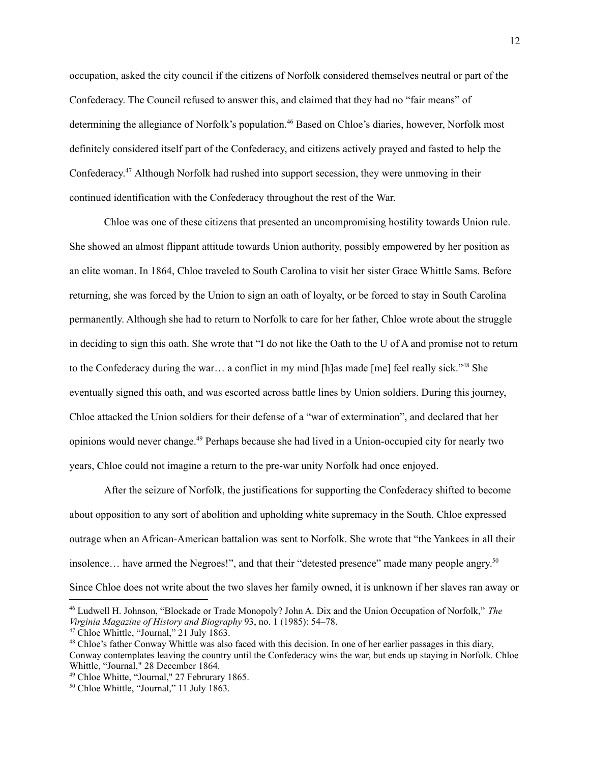occupation, asked the city council if the citizens of Norfolk considered themselves neutral or part of the Confederacy. The Council refused to answer this, and claimed that they had no "fair means" of determining the allegiance of Norfolk's population.[46] Based on Chloe's diaries, however, Norfolk most definitely considered itself part of the Confederacy, and citizens actively prayed and fasted to help the Confederacy.[47] Although Norfolk had rushed into support secession, they were unmoving in their continued identification with the Confederacy throughout the rest of the War.

Chloe was one of these citizens that presented an uncompromising hostility towards Union rule. She showed an almost flippant attitude towards Union authority, possibly empowered by her position as an elite woman. In 1864, Chloe traveled to South Carolina to visit her sister Grace Whittle Sams. Before returning, she was forced by the Union to sign an oath of loyalty, or be forced to stay in South Carolina permanently. Although she had to return to Norfolk to care for her father, Chloe wrote about the struggle in deciding to sign this oath. She wrote that "I do not like the Oath to the U of A and promise not to return to the Confederacy during the war… a conflict in my mind [h]as made [me] feel really sick."[48] She eventually signed this oath, and was escorted across battle lines by Union soldiers. During this journey, Chloe attacked the Union soldiers for their defense of a "war of extermination", and declared that her opinions would never change.[49] Perhaps because she had lived in a Union-occupied city for nearly two years, Chloe could not imagine a return to the pre-war unity Norfolk had once enjoyed.

After the seizure of Norfolk, the justifications for supporting the Confederacy shifted to become about opposition to any sort of abolition and upholding white supremacy in the South. Chloe expressed outrage when an African-American battalion was sent to Norfolk. She wrote that "the Yankees in all their insolence… have armed the Negroes!", and that their "detested presence" made many people angry.[50] Since Chloe does not write about the two slaves her family owned, it is unknown if her slaves ran away or

---

[46] Ludwell H. Johnson, "Blockade or Trade Monopoly? John A. Dix and the Union Occupation of Norfolk," *The Virginia Magazine of History and Biography* 93, no. 1 (1985): 54–78.

[47] Chloe Whittle, "Journal," 21 July 1863.

[48] Chloe's father Conway Whittle was also faced with this decision. In one of her earlier passages in this diary, Conway contemplates leaving the country until the Confederacy wins the war, but ends up staying in Norfolk. Chloe Whittle, "Journal," 28 December 1864.

[49] Chloe Whitte, "Journal," 27 Februrary 1865.

[50] Chloe Whittle, "Journal," 11 July 1863.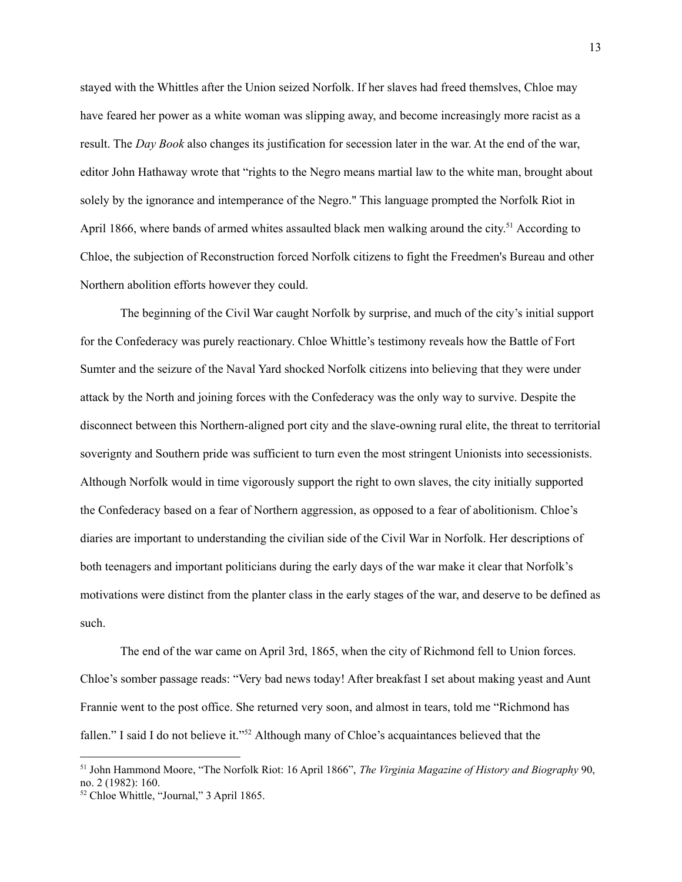stayed with the Whittles after the Union seized Norfolk. If her slaves had freed themslves, Chloe may have feared her power as a white woman was slipping away, and become increasingly more racist as a result. The *Day Book* also changes its justification for secession later in the war. At the end of the war, editor John Hathaway wrote that "rights to the Negro means martial law to the white man, brought about solely by the ignorance and intemperance of the Negro." This language prompted the Norfolk Riot in April 1866, where bands of armed whites assaulted black men walking around the city.[51] According to Chloe, the subjection of Reconstruction forced Norfolk citizens to fight the Freedmen's Bureau and other Northern abolition efforts however they could.

The beginning of the Civil War caught Norfolk by surprise, and much of the city's initial support for the Confederacy was purely reactionary. Chloe Whittle's testimony reveals how the Battle of Fort Sumter and the seizure of the Naval Yard shocked Norfolk citizens into believing that they were under attack by the North and joining forces with the Confederacy was the only way to survive. Despite the disconnect between this Northern-aligned port city and the slave-owning rural elite, the threat to territorial soverignty and Southern pride was sufficient to turn even the most stringent Unionists into secessionists. Although Norfolk would in time vigorously support the right to own slaves, the city initially supported the Confederacy based on a fear of Northern aggression, as opposed to a fear of abolitionism. Chloe's diaries are important to understanding the civilian side of the Civil War in Norfolk. Her descriptions of both teenagers and important politicians during the early days of the war make it clear that Norfolk's motivations were distinct from the planter class in the early stages of the war, and deserve to be defined as such.

The end of the war came on April 3rd, 1865, when the city of Richmond fell to Union forces. Chloe's somber passage reads: "Very bad news today! After breakfast I set about making yeast and Aunt Frannie went to the post office. She returned very soon, and almost in tears, told me "Richmond has fallen." I said I do not believe it."[52] Although many of Chloe's acquaintances believed that the

---

[51] John Hammond Moore, "The Norfolk Riot: 16 April 1866", *The Virginia Magazine of History and Biography* 90, no. 2 (1982): 160.

[52] Chloe Whittle, "Journal," 3 April 1865.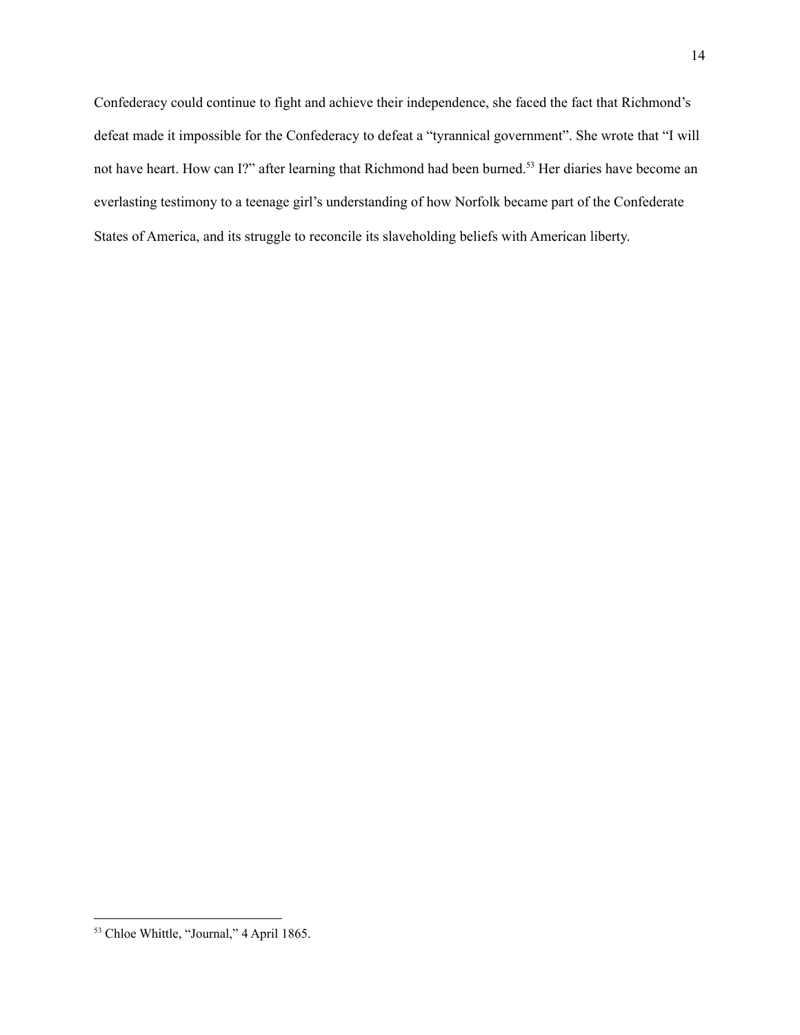Confederacy could continue to fight and achieve their independence, she faced the fact that Richmond's defeat made it impossible for the Confederacy to defeat a "tyrannical government". She wrote that "I will not have heart. How can I?" after learning that Richmond had been burned.[53] Her diaries have become an everlasting testimony to a teenage girl's understanding of how Norfolk became part of the Confederate States of America, and its struggle to reconcile its slaveholding beliefs with American liberty.

---

[53] Chloe Whittle, "Journal," 4 April 1865.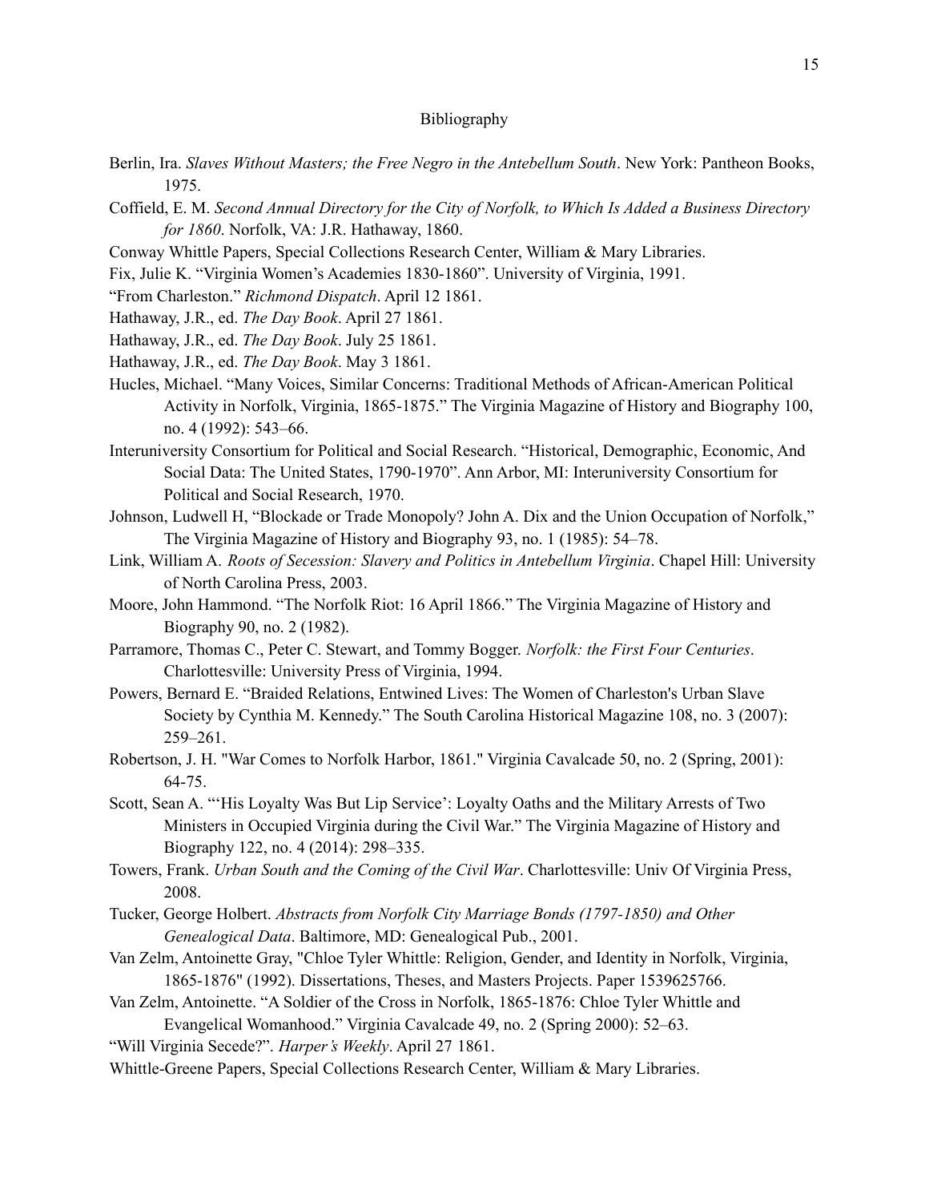# Bibliography

Berlin, Ira. *Slaves Without Masters; the Free Negro in the Antebellum South*. New York: Pantheon Books, 1975.

Coffield, E. M. *Second Annual Directory for the City of Norfolk, to Which Is Added a Business Directory for 1860*. Norfolk, VA: J.R. Hathaway, 1860.

Conway Whittle Papers, Special Collections Research Center, William & Mary Libraries.

Fix, Julie K. "Virginia Women's Academies 1830-1860". University of Virginia, 1991.

"From Charleston." *Richmond Dispatch*. April 12 1861.

Hathaway, J.R., ed. *The Day Book*. April 27 1861.

Hathaway, J.R., ed. *The Day Book*. July 25 1861.

Hathaway, J.R., ed. *The Day Book*. May 3 1861.

Hucles, Michael. "Many Voices, Similar Concerns: Traditional Methods of African-American Political Activity in Norfolk, Virginia, 1865-1875." The Virginia Magazine of History and Biography 100, no. 4 (1992): 543–66.

Interuniversity Consortium for Political and Social Research. "Historical, Demographic, Economic, And Social Data: The United States, 1790-1970". Ann Arbor, MI: Interuniversity Consortium for Political and Social Research, 1970.

Johnson, Ludwell H, "Blockade or Trade Monopoly? John A. Dix and the Union Occupation of Norfolk," The Virginia Magazine of History and Biography 93, no. 1 (1985): 54–78.

Link, William A. *Roots of Secession: Slavery and Politics in Antebellum Virginia*. Chapel Hill: University of North Carolina Press, 2003.

Moore, John Hammond. "The Norfolk Riot: 16 April 1866." The Virginia Magazine of History and Biography 90, no. 2 (1982).

Parramore, Thomas C., Peter C. Stewart, and Tommy Bogger. *Norfolk: the First Four Centuries*. Charlottesville: University Press of Virginia, 1994.

Powers, Bernard E. "Braided Relations, Entwined Lives: The Women of Charleston's Urban Slave Society by Cynthia M. Kennedy." The South Carolina Historical Magazine 108, no. 3 (2007): 259–261.

Robertson, J. H. "War Comes to Norfolk Harbor, 1861." Virginia Cavalcade 50, no. 2 (Spring, 2001): 64-75.

Scott, Sean A. "'His Loyalty Was But Lip Service': Loyalty Oaths and the Military Arrests of Two Ministers in Occupied Virginia during the Civil War." The Virginia Magazine of History and Biography 122, no. 4 (2014): 298–335.

Towers, Frank. *Urban South and the Coming of the Civil War*. Charlottesville: Univ Of Virginia Press, 2008.

Tucker, George Holbert. *Abstracts from Norfolk City Marriage Bonds (1797-1850) and Other Genealogical Data*. Baltimore, MD: Genealogical Pub., 2001.

Van Zelm, Antoinette Gray, "Chloe Tyler Whittle: Religion, Gender, and Identity in Norfolk, Virginia, 1865-1876" (1992). Dissertations, Theses, and Masters Projects. Paper 1539625766.

Van Zelm, Antoinette. "A Soldier of the Cross in Norfolk, 1865-1876: Chloe Tyler Whittle and Evangelical Womanhood." Virginia Cavalcade 49, no. 2 (Spring 2000): 52–63.

"Will Virginia Secede?". *Harper's Weekly*. April 27 1861.

Whittle-Greene Papers, Special Collections Research Center, William & Mary Libraries.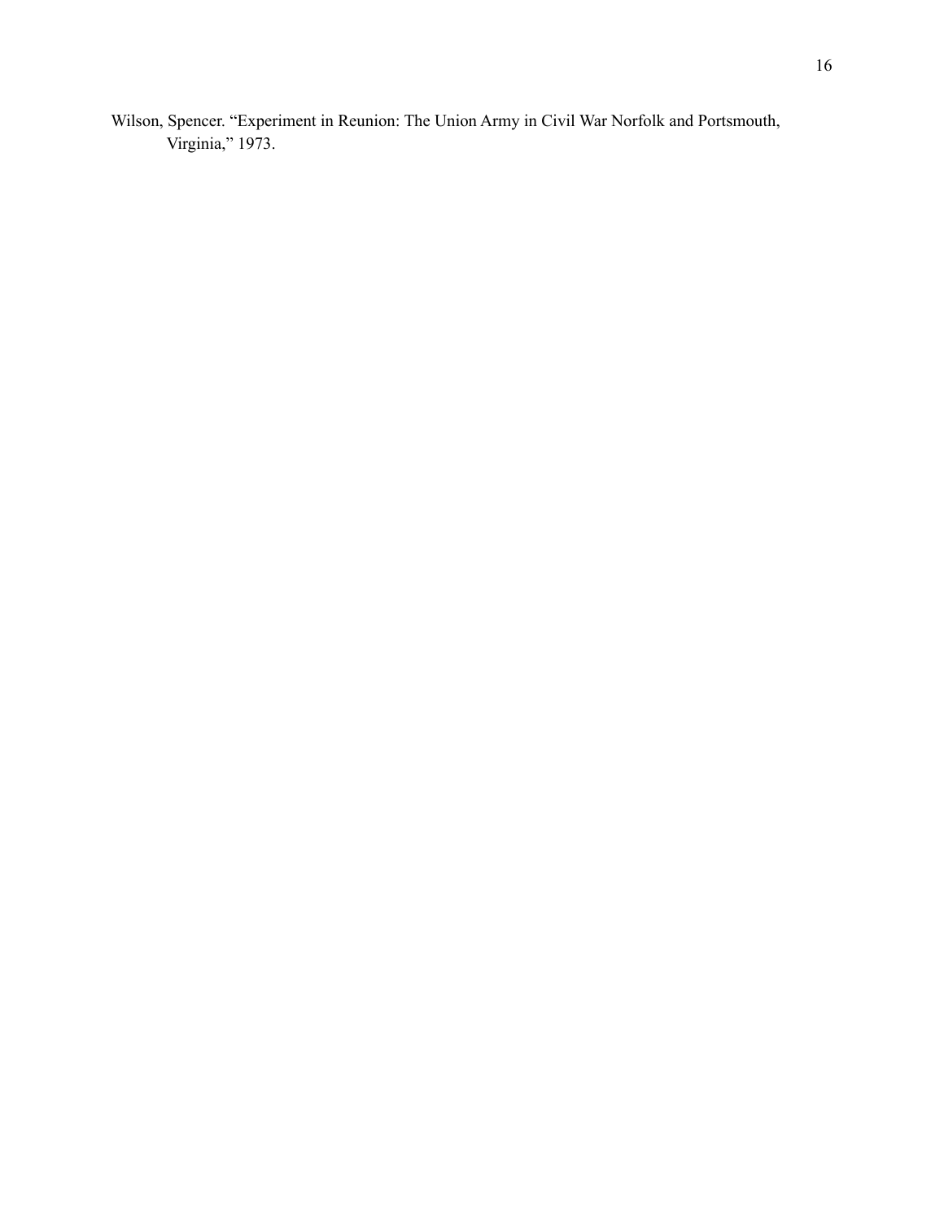Wilson, Spencer. “Experiment in Reunion: The Union Army in Civil War Norfolk and Portsmouth, Virginia,” 1973.